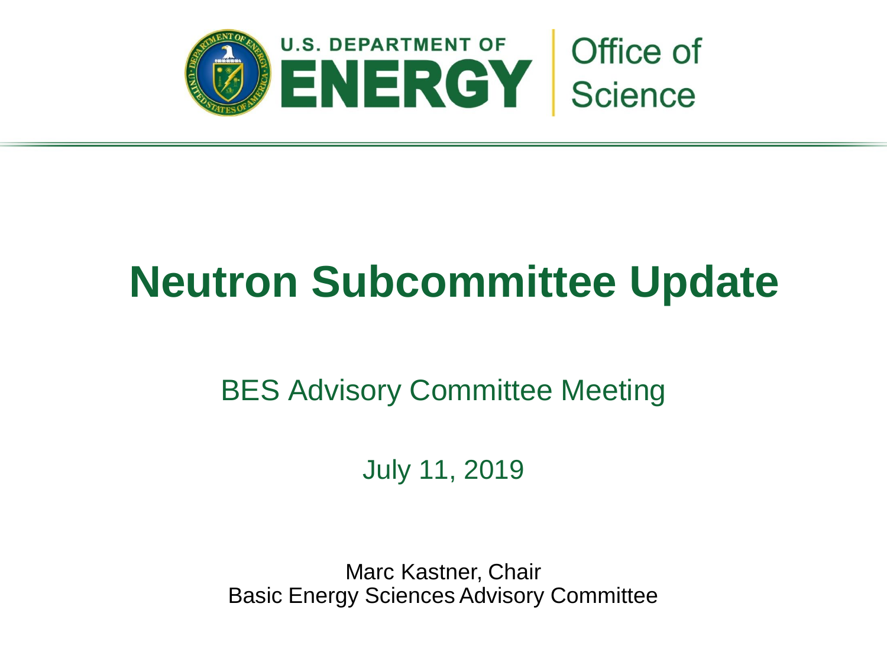U.S. DEPARTMENT OF ENERGY | Office of Science

# Neutron Subcommittee Update

BES Advisory Committee Meeting

July 11, 2019

Marc Kastner, Chair
Basic Energy Sciences Advisory Committee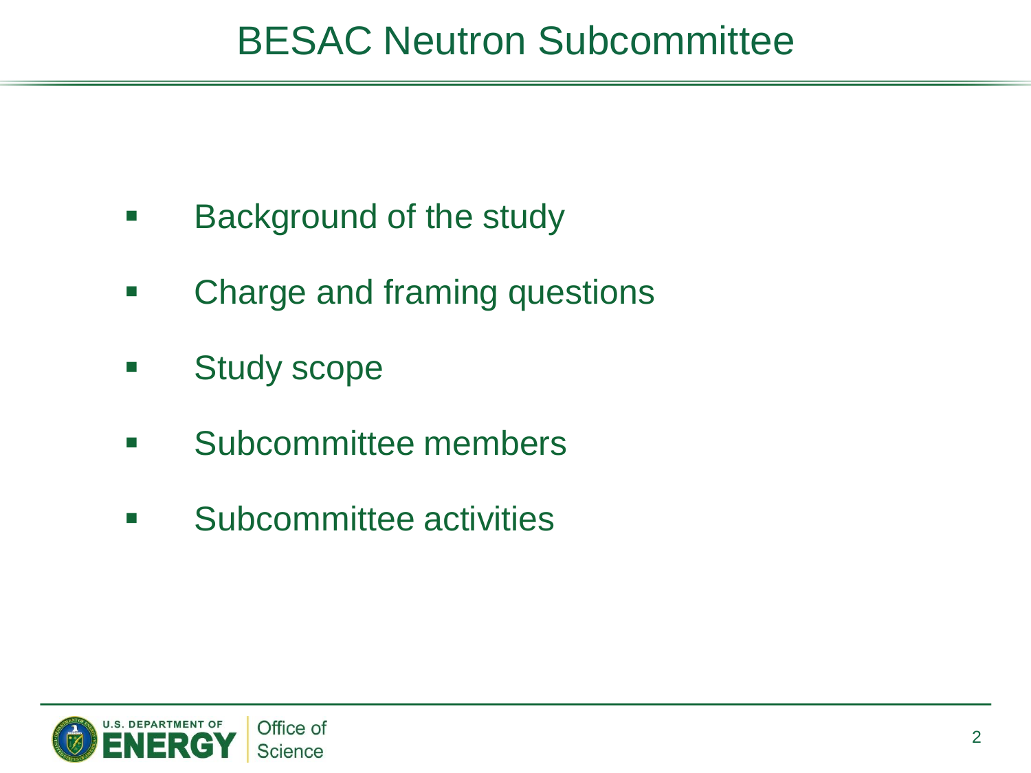# BESAC Neutron Subcommittee

- Background of the study
- Charge and framing questions
- Study scope
- Subcommittee members
- Subcommittee activities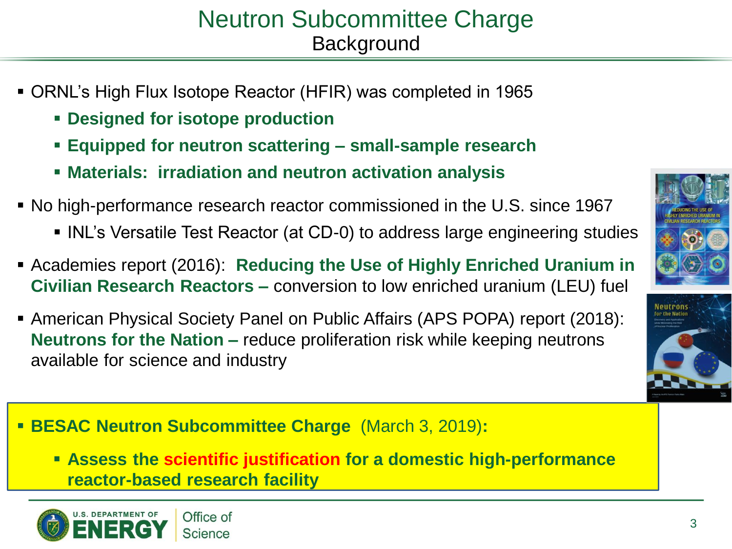# Neutron Subcommittee Charge

## Background

- ORNL's High Flux Isotope Reactor (HFIR) was completed in 1965
  - **Designed for isotope production**
  - **Equipped for neutron scattering – small-sample research**
  - **Materials: irradiation and neutron activation analysis**
- No high-performance research reactor commissioned in the U.S. since 1967
  - INL's Versatile Test Reactor (at CD-0) to address large engineering studies
- Academies report (2016): **Reducing the Use of Highly Enriched Uranium in Civilian Research Reactors –** conversion to low enriched uranium (LEU) fuel
- American Physical Society Panel on Public Affairs (APS POPA) report (2018): **Neutrons for the Nation –** reduce proliferation risk while keeping neutrons available for science and industry

- **BESAC Neutron Subcommittee Charge** (March 3, 2019)**:**
  - **Assess the scientific justification for a domestic high-performance reactor-based research facility**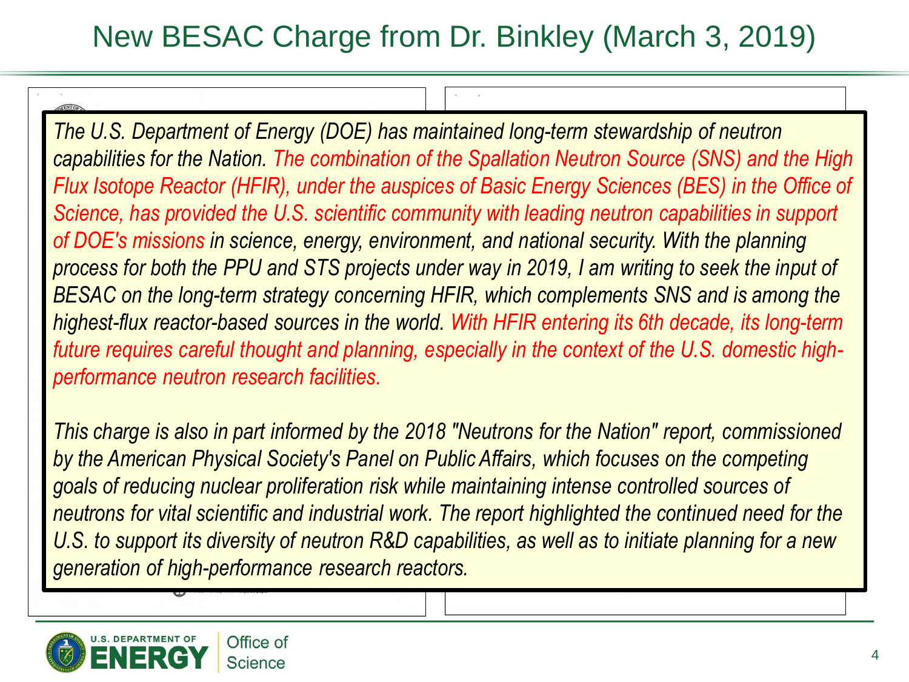# New BESAC Charge from Dr. Binkley (March 3, 2019)

*The U.S. Department of Energy (DOE) has maintained long-term stewardship of neutron capabilities for the Nation. The combination of the Spallation Neutron Source (SNS) and the High Flux Isotope Reactor (HFIR), under the auspices of Basic Energy Sciences (BES) in the Office of Science, has provided the U.S. scientific community with leading neutron capabilities in support of DOE's missions in science, energy, environment, and national security. With the planning process for both the PPU and STS projects under way in 2019, I am writing to seek the input of BESAC on the long-term strategy concerning HFIR, which complements SNS and is among the highest-flux reactor-based sources in the world. With HFIR entering its 6th decade, its long-term future requires careful thought and planning, especially in the context of the U.S. domestic high-performance neutron research facilities.*

*This charge is also in part informed by the 2018 "Neutrons for the Nation" report, commissioned by the American Physical Society's Panel on Public Affairs, which focuses on the competing goals of reducing nuclear proliferation risk while maintaining intense controlled sources of neutrons for vital scientific and industrial work. The report highlighted the continued need for the U.S. to support its diversity of neutron R&D capabilities, as well as to initiate planning for a new generation of high-performance research reactors.*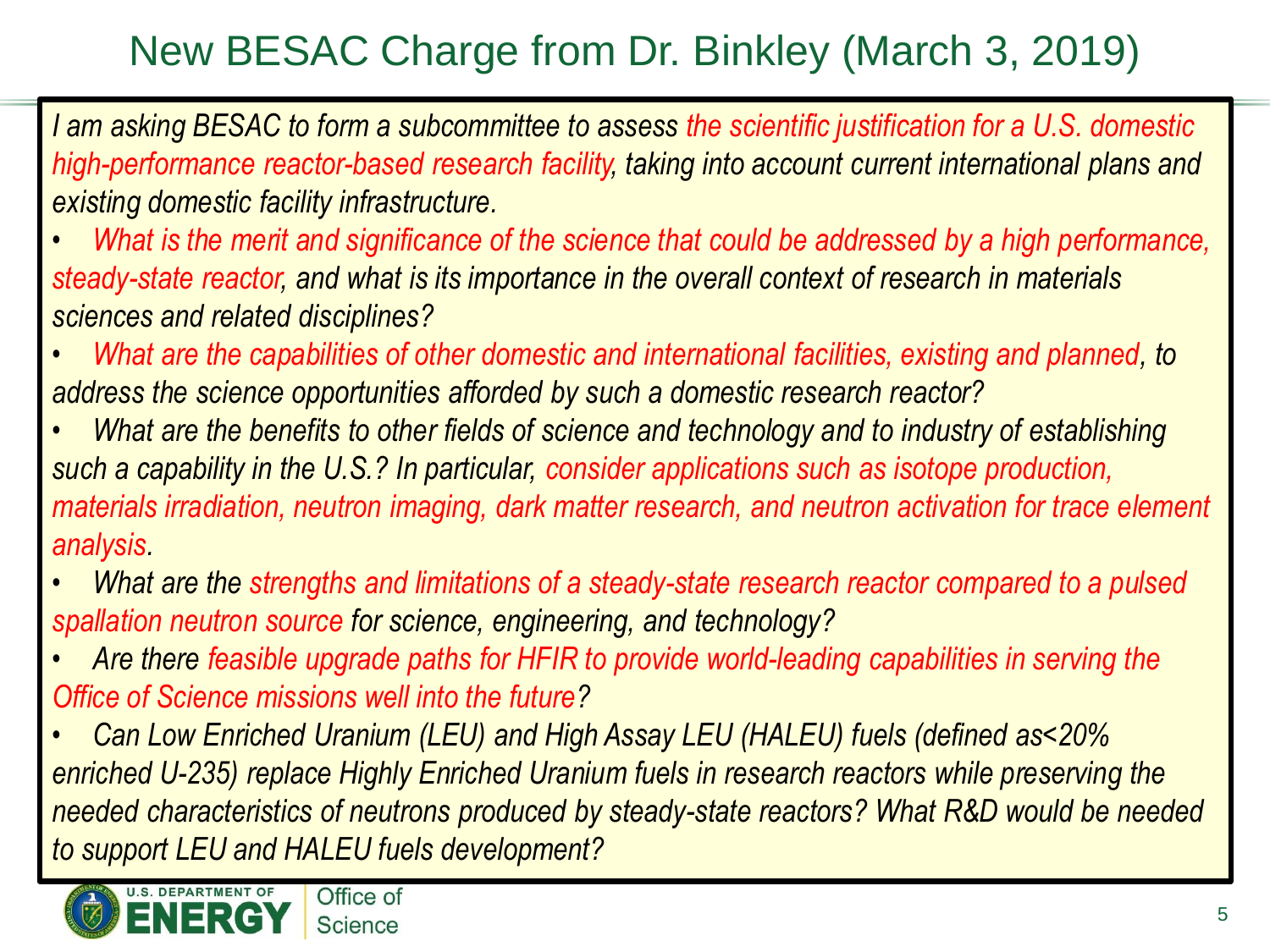# New BESAC Charge from Dr. Binkley (March 3, 2019)

*I am asking BESAC to form a subcommittee to assess the scientific justification for a U.S. domestic high-performance reactor-based research facility, taking into account current international plans and existing domestic facility infrastructure.*

- *What is the merit and significance of the science that could be addressed by a high performance, steady-state reactor, and what is its importance in the overall context of research in materials sciences and related disciplines?*
- *What are the capabilities of other domestic and international facilities, existing and planned, to address the science opportunities afforded by such a domestic research reactor?*
- *What are the benefits to other fields of science and technology and to industry of establishing such a capability in the U.S.? In particular, consider applications such as isotope production, materials irradiation, neutron imaging, dark matter research, and neutron activation for trace element analysis.*
- *What are the strengths and limitations of a steady-state research reactor compared to a pulsed spallation neutron source for science, engineering, and technology?*
- *Are there feasible upgrade paths for HFIR to provide world-leading capabilities in serving the Office of Science missions well into the future?*
- *Can Low Enriched Uranium (LEU) and High Assay LEU (HALEU) fuels (defined as<20% enriched U-235) replace Highly Enriched Uranium fuels in research reactors while preserving the needed characteristics of neutrons produced by steady-state reactors? What R&D would be needed to support LEU and HALEU fuels development?*

U.S. DEPARTMENT OF ENERGY | Office of Science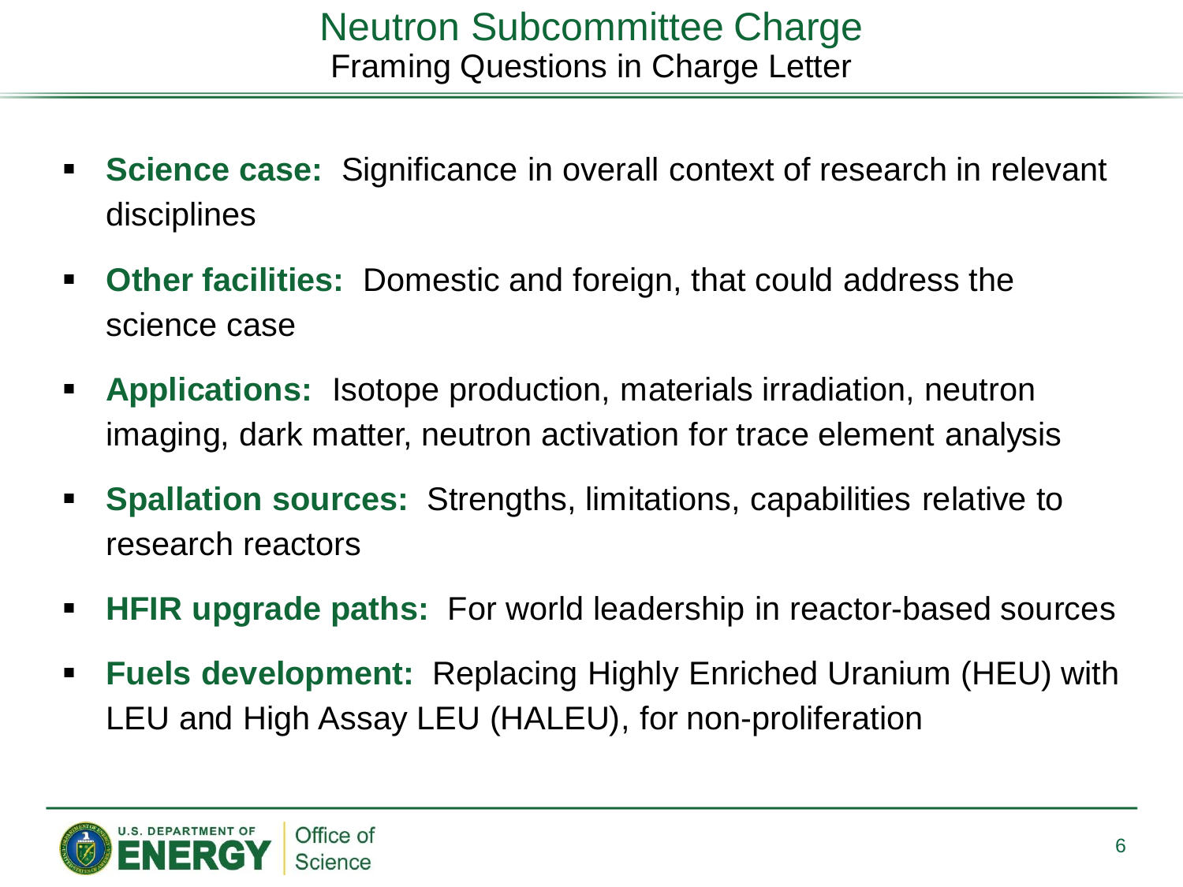# Neutron Subcommittee Charge

## Framing Questions in Charge Letter

- **Science case:** Significance in overall context of research in relevant disciplines
- **Other facilities:** Domestic and foreign, that could address the science case
- **Applications:** Isotope production, materials irradiation, neutron imaging, dark matter, neutron activation for trace element analysis
- **Spallation sources:** Strengths, limitations, capabilities relative to research reactors
- **HFIR upgrade paths:** For world leadership in reactor-based sources
- **Fuels development:** Replacing Highly Enriched Uranium (HEU) with LEU and High Assay LEU (HALEU), for non-proliferation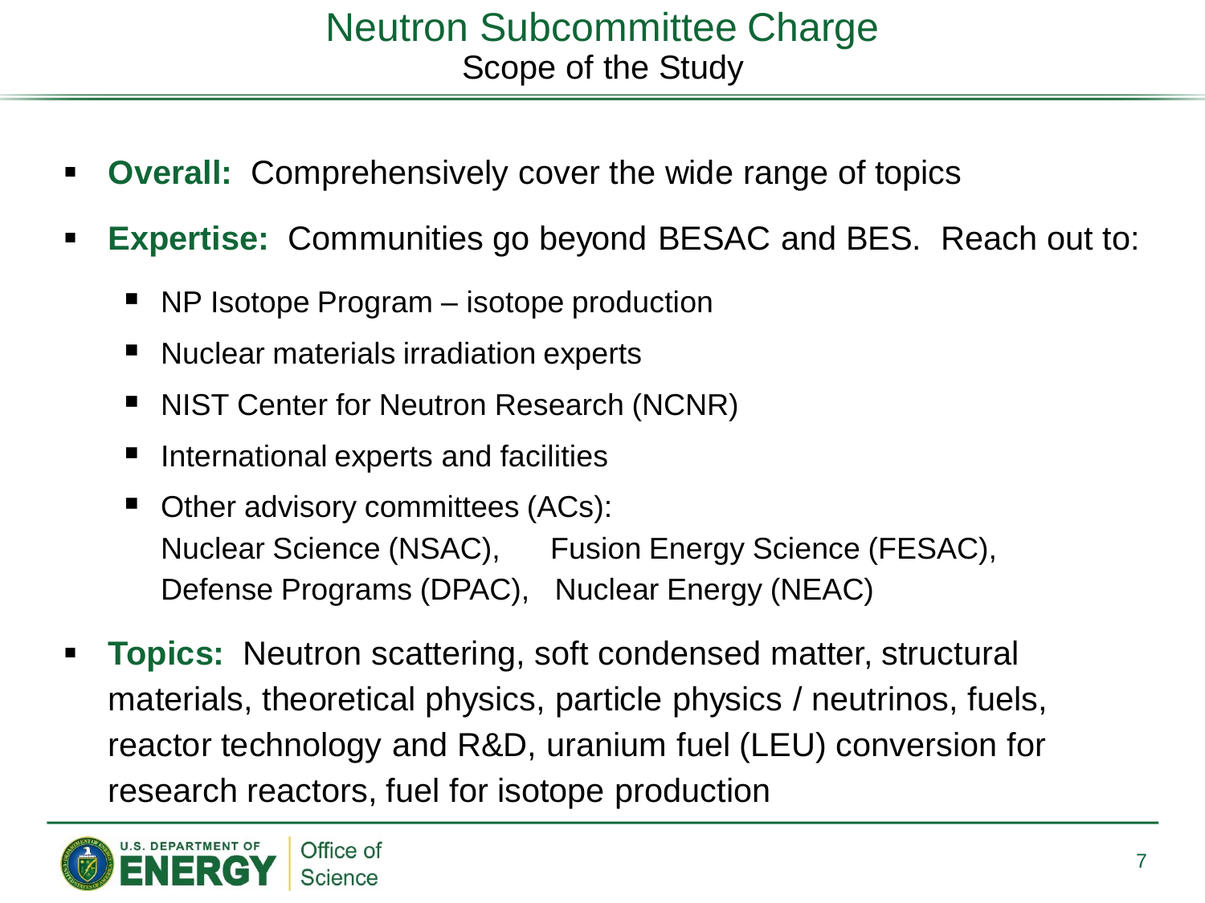# Neutron Subcommittee Charge

## Scope of the Study

- **Overall:** Comprehensively cover the wide range of topics
- **Expertise:** Communities go beyond BESAC and BES. Reach out to:
  - NP Isotope Program – isotope production
  - Nuclear materials irradiation experts
  - NIST Center for Neutron Research (NCNR)
  - International experts and facilities
  - Other advisory committees (ACs):
    Nuclear Science (NSAC), Fusion Energy Science (FESAC),
    Defense Programs (DPAC), Nuclear Energy (NEAC)
- **Topics:** Neutron scattering, soft condensed matter, structural materials, theoretical physics, particle physics / neutrinos, fuels, reactor technology and R&D, uranium fuel (LEU) conversion for research reactors, fuel for isotope production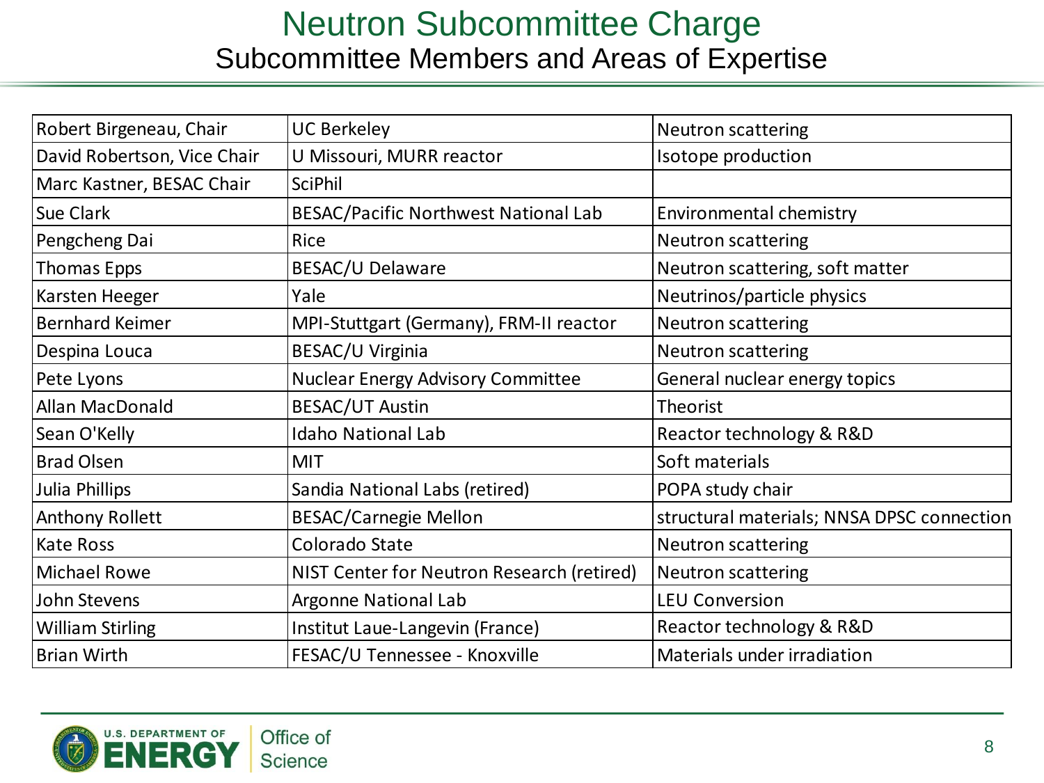# Neutron Subcommittee Charge

## Subcommittee Members and Areas of Expertise

| | | |
|---|---|---|
| Robert Birgeneau, Chair | UC Berkeley | Neutron scattering |
| David Robertson, Vice Chair | U Missouri, MURR reactor | Isotope production |
| Marc Kastner, BESAC Chair | SciPhil | |
| Sue Clark | BESAC/Pacific Northwest National Lab | Environmental chemistry |
| Pengcheng Dai | Rice | Neutron scattering |
| Thomas Epps | BESAC/U Delaware | Neutron scattering, soft matter |
| Karsten Heeger | Yale | Neutrinos/particle physics |
| Bernhard Keimer | MPI-Stuttgart (Germany), FRM-II reactor | Neutron scattering |
| Despina Louca | BESAC/U Virginia | Neutron scattering |
| Pete Lyons | Nuclear Energy Advisory Committee | General nuclear energy topics |
| Allan MacDonald | BESAC/UT Austin | Theorist |
| Sean O'Kelly | Idaho National Lab | Reactor technology & R&D |
| Brad Olsen | MIT | Soft materials |
| Julia Phillips | Sandia National Labs (retired) | POPA study chair |
| Anthony Rollett | BESAC/Carnegie Mellon | structural materials; NNSA DPSC connection |
| Kate Ross | Colorado State | Neutron scattering |
| Michael Rowe | NIST Center for Neutron Research (retired) | Neutron scattering |
| John Stevens | Argonne National Lab | LEU Conversion |
| William Stirling | Institut Laue-Langevin (France) | Reactor technology & R&D |
| Brian Wirth | FESAC/U Tennessee - Knoxville | Materials under irradiation |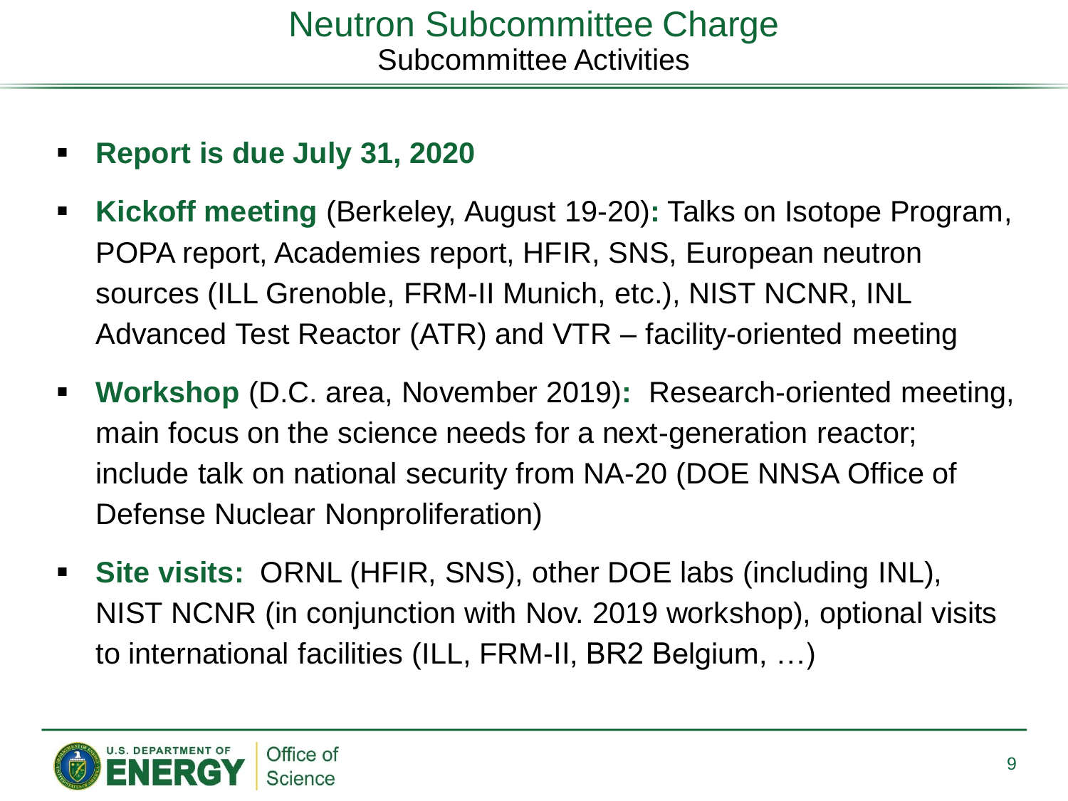# Neutron Subcommittee Charge

## Subcommittee Activities

- **Report is due July 31, 2020**
- **Kickoff meeting** (Berkeley, August 19-20)**:** Talks on Isotope Program, POPA report, Academies report, HFIR, SNS, European neutron sources (ILL Grenoble, FRM-II Munich, etc.), NIST NCNR, INL Advanced Test Reactor (ATR) and VTR – facility-oriented meeting
- **Workshop** (D.C. area, November 2019)**:** Research-oriented meeting, main focus on the science needs for a next-generation reactor; include talk on national security from NA-20 (DOE NNSA Office of Defense Nuclear Nonproliferation)
- **Site visits:** ORNL (HFIR, SNS), other DOE labs (including INL), NIST NCNR (in conjunction with Nov. 2019 workshop), optional visits to international facilities (ILL, FRM-II, BR2 Belgium, …)